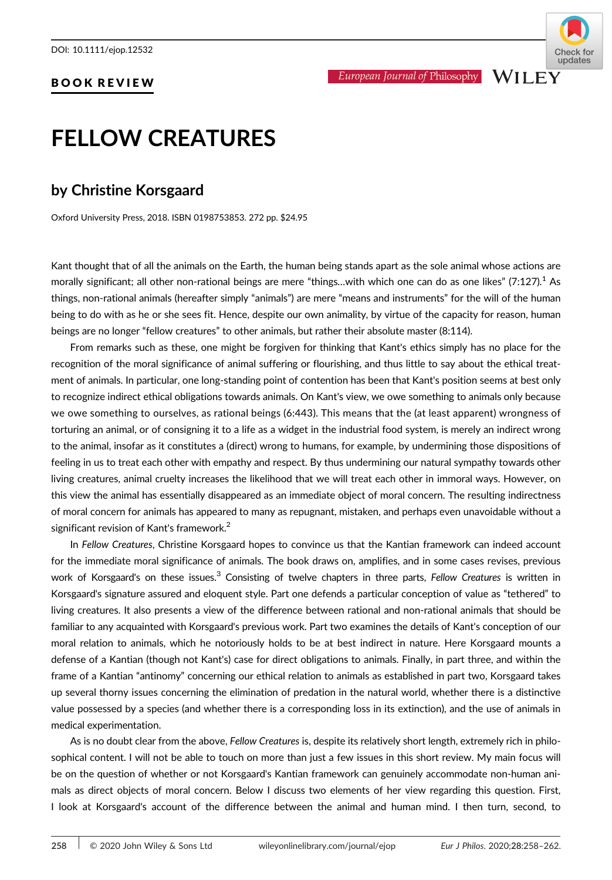BOOK REVIEW

# FELLOW CREATURES

## by Christine Korsgaard

Oxford University Press, 2018. ISBN 0198753853. 272 pp. $24.95

Kant thought that of all the animals on the Earth, the human being stands apart as the sole animal whose actions are morally significant; all other non-rational beings are mere "things…with which one can do as one likes" (7:127).[1] As things, non-rational animals (hereafter simply "animals") are mere "means and instruments" for the will of the human being to do with as he or she sees fit. Hence, despite our own animality, by virtue of the capacity for reason, human beings are no longer "fellow creatures" to other animals, but rather their absolute master (8:114).

From remarks such as these, one might be forgiven for thinking that Kant's ethics simply has no place for the recognition of the moral significance of animal suffering or flourishing, and thus little to say about the ethical treatment of animals. In particular, one long-standing point of contention has been that Kant's position seems at best only to recognize indirect ethical obligations towards animals. On Kant's view, we owe something to animals only because we owe something to ourselves, as rational beings (6:443). This means that the (at least apparent) wrongness of torturing an animal, or of consigning it to a life as a widget in the industrial food system, is merely an indirect wrong to the animal, insofar as it constitutes a (direct) wrong to humans, for example, by undermining those dispositions of feeling in us to treat each other with empathy and respect. By thus undermining our natural sympathy towards other living creatures, animal cruelty increases the likelihood that we will treat each other in immoral ways. However, on this view the animal has essentially disappeared as an immediate object of moral concern. The resulting indirectness of moral concern for animals has appeared to many as repugnant, mistaken, and perhaps even unavoidable without a significant revision of Kant's framework.[2]

In *Fellow Creatures*, Christine Korsgaard hopes to convince us that the Kantian framework can indeed account for the immediate moral significance of animals. The book draws on, amplifies, and in some cases revises, previous work of Korsgaard's on these issues.[3] Consisting of twelve chapters in three parts, *Fellow Creatures* is written in Korsgaard's signature assured and eloquent style. Part one defends a particular conception of value as "tethered" to living creatures. It also presents a view of the difference between rational and non-rational animals that should be familiar to any acquainted with Korsgaard's previous work. Part two examines the details of Kant's conception of our moral relation to animals, which he notoriously holds to be at best indirect in nature. Here Korsgaard mounts a defense of a Kantian (though not Kant's) case for direct obligations to animals. Finally, in part three, and within the frame of a Kantian "antinomy" concerning our ethical relation to animals as established in part two, Korsgaard takes up several thorny issues concerning the elimination of predation in the natural world, whether there is a distinctive value possessed by a species (and whether there is a corresponding loss in its extinction), and the use of animals in medical experimentation.

As is no doubt clear from the above, *Fellow Creatures* is, despite its relatively short length, extremely rich in philosophical content. I will not be able to touch on more than just a few issues in this short review. My main focus will be on the question of whether or not Korsgaard's Kantian framework can genuinely accommodate non-human animals as direct objects of moral concern. Below I discuss two elements of her view regarding this question. First, I look at Korsgaard's account of the difference between the animal and human mind. I then turn, second, to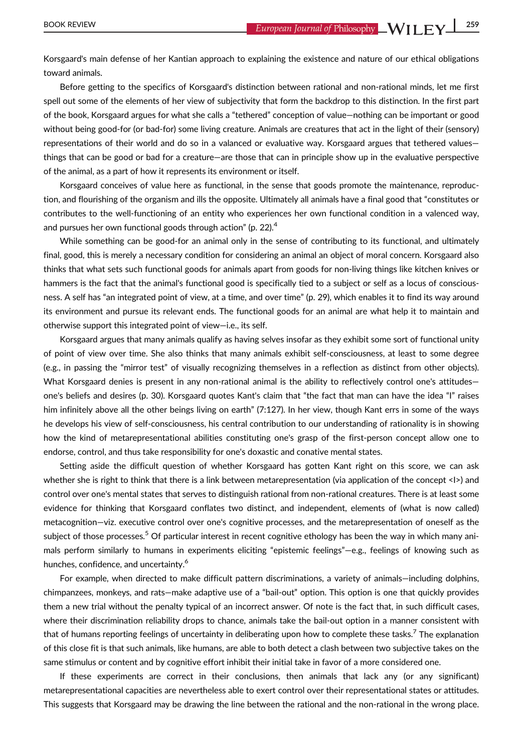Korsgaard's main defense of her Kantian approach to explaining the existence and nature of our ethical obligations toward animals.

Before getting to the specifics of Korsgaard's distinction between rational and non-rational minds, let me first spell out some of the elements of her view of subjectivity that form the backdrop to this distinction. In the first part of the book, Korsgaard argues for what she calls a "tethered" conception of value—nothing can be important or good without being good-for (or bad-for) some living creature. Animals are creatures that act in the light of their (sensory) representations of their world and do so in a valanced or evaluative way. Korsgaard argues that tethered values—things that can be good or bad for a creature—are those that can in principle show up in the evaluative perspective of the animal, as a part of how it represents its environment or itself.

Korsgaard conceives of value here as functional, in the sense that goods promote the maintenance, reproduction, and flourishing of the organism and ills the opposite. Ultimately all animals have a final good that "constitutes or contributes to the well-functioning of an entity who experiences her own functional condition in a valenced way, and pursues her own functional goods through action" (p. 22).[4]

While something can be good-for an animal only in the sense of contributing to its functional, and ultimately final, good, this is merely a necessary condition for considering an animal an object of moral concern. Korsgaard also thinks that what sets such functional goods for animals apart from goods for non-living things like kitchen knives or hammers is the fact that the animal's functional good is specifically tied to a subject or self as a locus of consciousness. A self has "an integrated point of view, at a time, and over time" (p. 29), which enables it to find its way around its environment and pursue its relevant ends. The functional goods for an animal are what help it to maintain and otherwise support this integrated point of view—i.e., its self.

Korsgaard argues that many animals qualify as having selves insofar as they exhibit some sort of functional unity of point of view over time. She also thinks that many animals exhibit self-consciousness, at least to some degree (e.g., in passing the "mirror test" of visually recognizing themselves in a reflection as distinct from other objects). What Korsgaard denies is present in any non-rational animal is the ability to reflectively control one's attitudes—one's beliefs and desires (p. 30). Korsgaard quotes Kant's claim that "the fact that man can have the idea "I" raises him infinitely above all the other beings living on earth" (7:127). In her view, though Kant errs in some of the ways he develops his view of self-consciousness, his central contribution to our understanding of rationality is in showing how the kind of metarepresentational abilities constituting one's grasp of the first-person concept allow one to endorse, control, and thus take responsibility for one's doxastic and conative mental states.

Setting aside the difficult question of whether Korsgaard has gotten Kant right on this score, we can ask whether she is right to think that there is a link between metarepresentation (via application of the concept <I>) and control over one's mental states that serves to distinguish rational from non-rational creatures. There is at least some evidence for thinking that Korsgaard conflates two distinct, and independent, elements of (what is now called) metacognition—viz. executive control over one's cognitive processes, and the metarepresentation of oneself as the subject of those processes.[5] Of particular interest in recent cognitive ethology has been the way in which many animals perform similarly to humans in experiments eliciting "epistemic feelings"—e.g., feelings of knowing such as hunches, confidence, and uncertainty.[6]

For example, when directed to make difficult pattern discriminations, a variety of animals—including dolphins, chimpanzees, monkeys, and rats—make adaptive use of a "bail-out" option. This option is one that quickly provides them a new trial without the penalty typical of an incorrect answer. Of note is the fact that, in such difficult cases, where their discrimination reliability drops to chance, animals take the bail-out option in a manner consistent with that of humans reporting feelings of uncertainty in deliberating upon how to complete these tasks.[7] The explanation of this close fit is that such animals, like humans, are able to both detect a clash between two subjective takes on the same stimulus or content and by cognitive effort inhibit their initial take in favor of a more considered one.

If these experiments are correct in their conclusions, then animals that lack any (or any significant) metarepresentational capacities are nevertheless able to exert control over their representational states or attitudes. This suggests that Korsgaard may be drawing the line between the rational and the non-rational in the wrong place.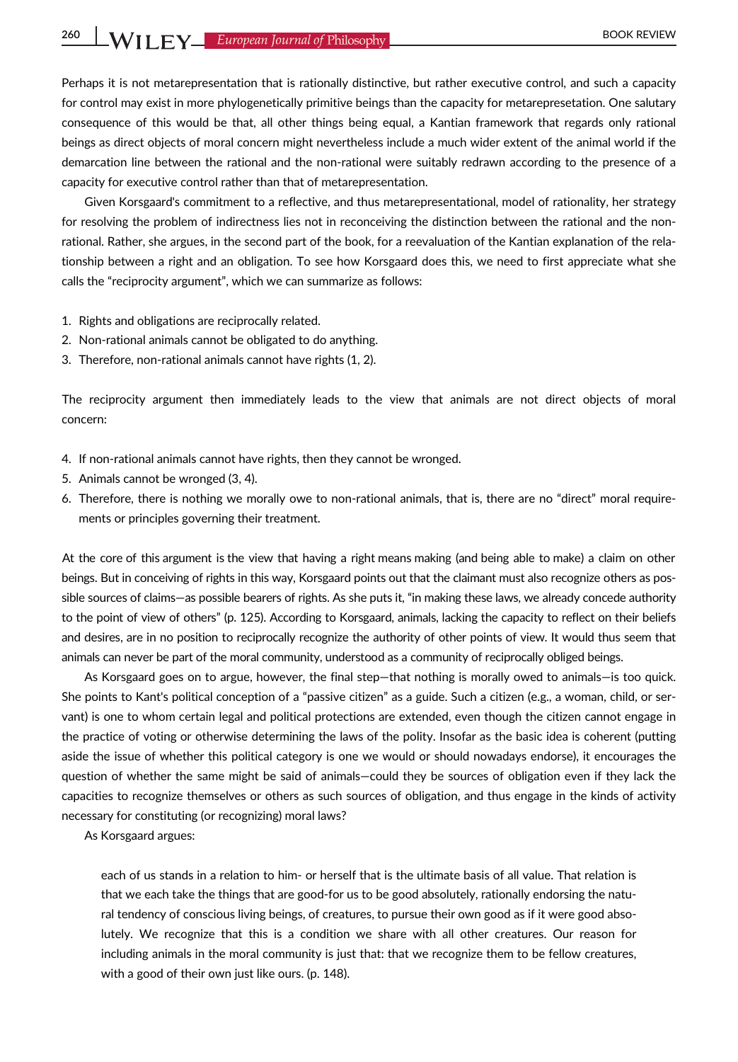Perhaps it is not metarepresentation that is rationally distinctive, but rather executive control, and such a capacity for control may exist in more phylogenetically primitive beings than the capacity for metarepresetation. One salutary consequence of this would be that, all other things being equal, a Kantian framework that regards only rational beings as direct objects of moral concern might nevertheless include a much wider extent of the animal world if the demarcation line between the rational and the non-rational were suitably redrawn according to the presence of a capacity for executive control rather than that of metarepresentation.

Given Korsgaard's commitment to a reflective, and thus metarepresentational, model of rationality, her strategy for resolving the problem of indirectness lies not in reconceiving the distinction between the rational and the non-rational. Rather, she argues, in the second part of the book, for a reevaluation of the Kantian explanation of the relationship between a right and an obligation. To see how Korsgaard does this, we need to first appreciate what she calls the "reciprocity argument", which we can summarize as follows:

1. Rights and obligations are reciprocally related.
2. Non-rational animals cannot be obligated to do anything.
3. Therefore, non-rational animals cannot have rights (1, 2).

The reciprocity argument then immediately leads to the view that animals are not direct objects of moral concern:

4. If non-rational animals cannot have rights, then they cannot be wronged.
5. Animals cannot be wronged (3, 4).
6. Therefore, there is nothing we morally owe to non-rational animals, that is, there are no "direct" moral requirements or principles governing their treatment.

At the core of this argument is the view that having a right means making (and being able to make) a claim on other beings. But in conceiving of rights in this way, Korsgaard points out that the claimant must also recognize others as possible sources of claims—as possible bearers of rights. As she puts it, "in making these laws, we already concede authority to the point of view of others" (p. 125). According to Korsgaard, animals, lacking the capacity to reflect on their beliefs and desires, are in no position to reciprocally recognize the authority of other points of view. It would thus seem that animals can never be part of the moral community, understood as a community of reciprocally obliged beings.

As Korsgaard goes on to argue, however, the final step—that nothing is morally owed to animals—is too quick. She points to Kant's political conception of a "passive citizen" as a guide. Such a citizen (e.g., a woman, child, or servant) is one to whom certain legal and political protections are extended, even though the citizen cannot engage in the practice of voting or otherwise determining the laws of the polity. Insofar as the basic idea is coherent (putting aside the issue of whether this political category is one we would or should nowadays endorse), it encourages the question of whether the same might be said of animals—could they be sources of obligation even if they lack the capacities to recognize themselves or others as such sources of obligation, and thus engage in the kinds of activity necessary for constituting (or recognizing) moral laws?

As Korsgaard argues:

> each of us stands in a relation to him- or herself that is the ultimate basis of all value. That relation is that we each take the things that are good-for us to be good absolutely, rationally endorsing the natural tendency of conscious living beings, of creatures, to pursue their own good as if it were good absolutely. We recognize that this is a condition we share with all other creatures. Our reason for including animals in the moral community is just that: that we recognize them to be fellow creatures, with a good of their own just like ours. (p. 148).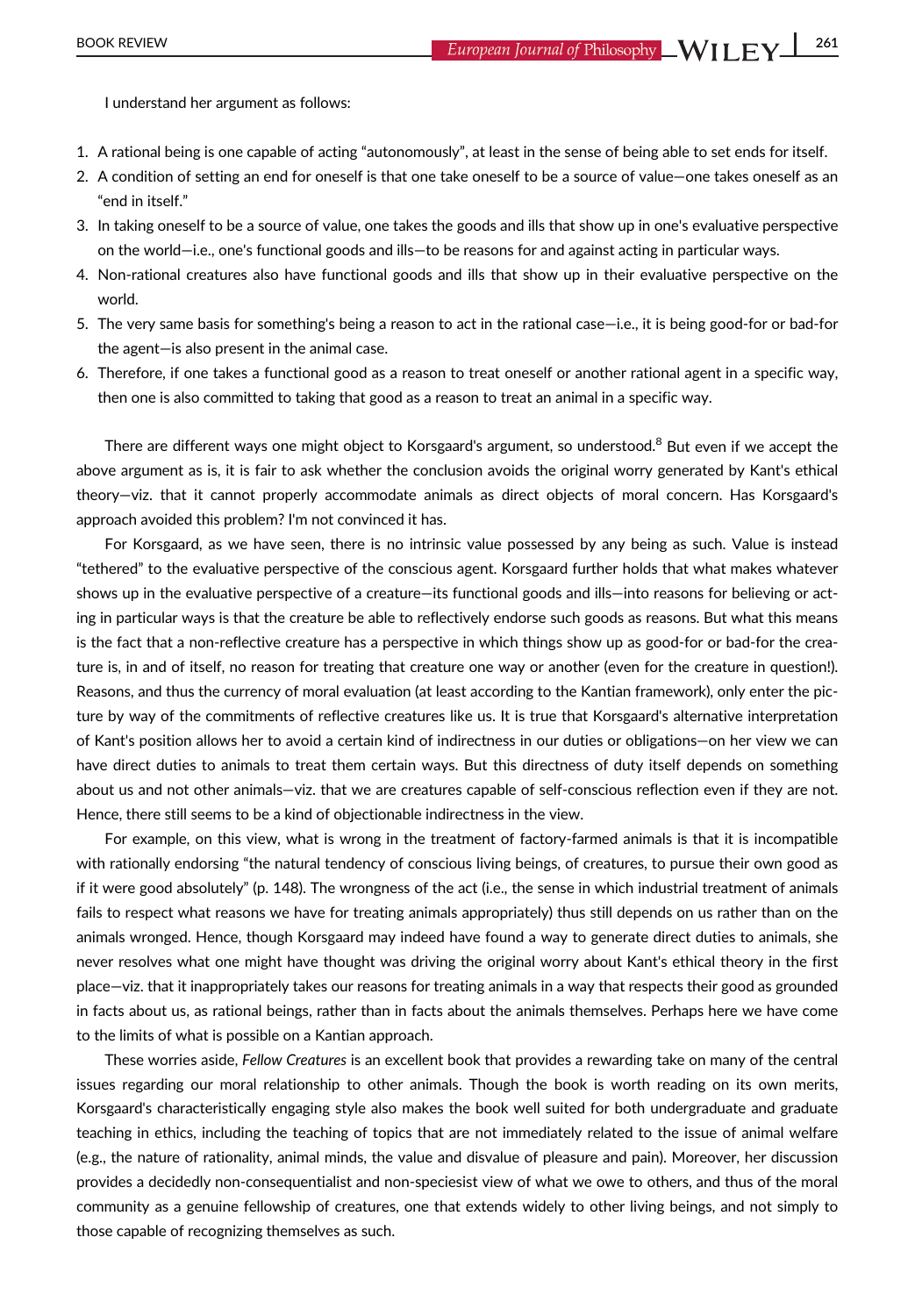I understand her argument as follows:

1. A rational being is one capable of acting "autonomously", at least in the sense of being able to set ends for itself.
2. A condition of setting an end for oneself is that one take oneself to be a source of value—one takes oneself as an "end in itself."
3. In taking oneself to be a source of value, one takes the goods and ills that show up in one's evaluative perspective on the world—i.e., one's functional goods and ills—to be reasons for and against acting in particular ways.
4. Non-rational creatures also have functional goods and ills that show up in their evaluative perspective on the world.
5. The very same basis for something's being a reason to act in the rational case—i.e., it is being good-for or bad-for the agent—is also present in the animal case.
6. Therefore, if one takes a functional good as a reason to treat oneself or another rational agent in a specific way, then one is also committed to taking that good as a reason to treat an animal in a specific way.

There are different ways one might object to Korsgaard's argument, so understood.[8] But even if we accept the above argument as is, it is fair to ask whether the conclusion avoids the original worry generated by Kant's ethical theory—viz. that it cannot properly accommodate animals as direct objects of moral concern. Has Korsgaard's approach avoided this problem? I'm not convinced it has.

For Korsgaard, as we have seen, there is no intrinsic value possessed by any being as such. Value is instead "tethered" to the evaluative perspective of the conscious agent. Korsgaard further holds that what makes whatever shows up in the evaluative perspective of a creature—its functional goods and ills—into reasons for believing or acting in particular ways is that the creature be able to reflectively endorse such goods as reasons. But what this means is the fact that a non-reflective creature has a perspective in which things show up as good-for or bad-for the creature is, in and of itself, no reason for treating that creature one way or another (even for the creature in question!). Reasons, and thus the currency of moral evaluation (at least according to the Kantian framework), only enter the picture by way of the commitments of reflective creatures like us. It is true that Korsgaard's alternative interpretation of Kant's position allows her to avoid a certain kind of indirectness in our duties or obligations—on her view we can have direct duties to animals to treat them certain ways. But this directness of duty itself depends on something about us and not other animals—viz. that we are creatures capable of self-conscious reflection even if they are not. Hence, there still seems to be a kind of objectionable indirectness in the view.

For example, on this view, what is wrong in the treatment of factory-farmed animals is that it is incompatible with rationally endorsing "the natural tendency of conscious living beings, of creatures, to pursue their own good as if it were good absolutely" (p. 148). The wrongness of the act (i.e., the sense in which industrial treatment of animals fails to respect what reasons we have for treating animals appropriately) thus still depends on us rather than on the animals wronged. Hence, though Korsgaard may indeed have found a way to generate direct duties to animals, she never resolves what one might have thought was driving the original worry about Kant's ethical theory in the first place—viz. that it inappropriately takes our reasons for treating animals in a way that respects their good as grounded in facts about us, as rational beings, rather than in facts about the animals themselves. Perhaps here we have come to the limits of what is possible on a Kantian approach.

These worries aside, *Fellow Creatures* is an excellent book that provides a rewarding take on many of the central issues regarding our moral relationship to other animals. Though the book is worth reading on its own merits, Korsgaard's characteristically engaging style also makes the book well suited for both undergraduate and graduate teaching in ethics, including the teaching of topics that are not immediately related to the issue of animal welfare (e.g., the nature of rationality, animal minds, the value and disvalue of pleasure and pain). Moreover, her discussion provides a decidedly non-consequentialist and non-speciesist view of what we owe to others, and thus of the moral community as a genuine fellowship of creatures, one that extends widely to other living beings, and not simply to those capable of recognizing themselves as such.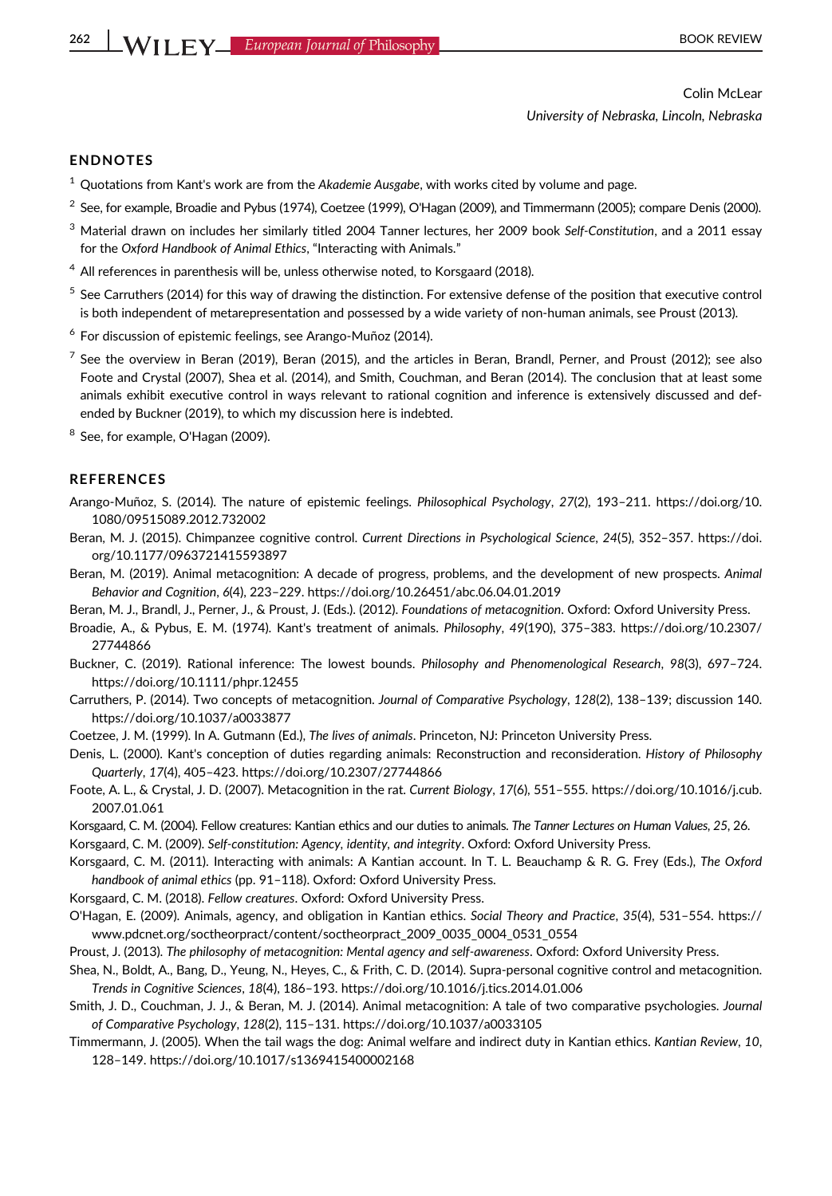Colin McLear

*University of Nebraska, Lincoln, Nebraska*

## ENDNOTES

[1] Quotations from Kant's work are from the *Akademie Ausgabe*, with works cited by volume and page.

[2] See, for example, Broadie and Pybus (1974), Coetzee (1999), O'Hagan (2009), and Timmermann (2005); compare Denis (2000).

[3] Material drawn on includes her similarly titled 2004 Tanner lectures, her 2009 book *Self-Constitution*, and a 2011 essay for the *Oxford Handbook of Animal Ethics*, "Interacting with Animals."

[4] All references in parenthesis will be, unless otherwise noted, to Korsgaard (2018).

[5] See Carruthers (2014) for this way of drawing the distinction. For extensive defense of the position that executive control is both independent of metarepresentation and possessed by a wide variety of non-human animals, see Proust (2013).

[6] For discussion of epistemic feelings, see Arango-Muñoz (2014).

[7] See the overview in Beran (2019), Beran (2015), and the articles in Beran, Brandl, Perner, and Proust (2012); see also Foote and Crystal (2007), Shea et al. (2014), and Smith, Couchman, and Beran (2014). The conclusion that at least some animals exhibit executive control in ways relevant to rational cognition and inference is extensively discussed and defended by Buckner (2019), to which my discussion here is indebted.

[8] See, for example, O'Hagan (2009).

## REFERENCES

Arango-Muñoz, S. (2014). The nature of epistemic feelings. *Philosophical Psychology*, *27*(2), 193–211. https://doi.org/10.1080/09515089.2012.732002

Beran, M. J. (2015). Chimpanzee cognitive control. *Current Directions in Psychological Science*, *24*(5), 352–357. https://doi.org/10.1177/0963721415593897

Beran, M. (2019). Animal metacognition: A decade of progress, problems, and the development of new prospects. *Animal Behavior and Cognition*, *6*(4), 223–229. https://doi.org/10.26451/abc.06.04.01.2019

Beran, M. J., Brandl, J., Perner, J., & Proust, J. (Eds.). (2012). *Foundations of metacognition*. Oxford: Oxford University Press.

Broadie, A., & Pybus, E. M. (1974). Kant's treatment of animals. *Philosophy*, *49*(190), 375–383. https://doi.org/10.2307/27744866

Buckner, C. (2019). Rational inference: The lowest bounds. *Philosophy and Phenomenological Research*, *98*(3), 697–724. https://doi.org/10.1111/phpr.12455

Carruthers, P. (2014). Two concepts of metacognition. *Journal of Comparative Psychology*, *128*(2), 138–139; discussion 140. https://doi.org/10.1037/a0033877

Coetzee, J. M. (1999). In A. Gutmann (Ed.), *The lives of animals*. Princeton, NJ: Princeton University Press.

Denis, L. (2000). Kant's conception of duties regarding animals: Reconstruction and reconsideration. *History of Philosophy Quarterly*, *17*(4), 405–423. https://doi.org/10.2307/27744866

Foote, A. L., & Crystal, J. D. (2007). Metacognition in the rat. *Current Biology*, *17*(6), 551–555. https://doi.org/10.1016/j.cub.2007.01.061

Korsgaard, C. M. (2004). Fellow creatures: Kantian ethics and our duties to animals. *The Tanner Lectures on Human Values*, *25*, 26.

Korsgaard, C. M. (2009). *Self-constitution: Agency, identity, and integrity*. Oxford: Oxford University Press.

Korsgaard, C. M. (2011). Interacting with animals: A Kantian account. In T. L. Beauchamp & R. G. Frey (Eds.), *The Oxford handbook of animal ethics* (pp. 91–118). Oxford: Oxford University Press.

Korsgaard, C. M. (2018). *Fellow creatures*. Oxford: Oxford University Press.

O'Hagan, E. (2009). Animals, agency, and obligation in Kantian ethics. *Social Theory and Practice*, *35*(4), 531–554. https://www.pdcnet.org/soctheorpract/content/soctheorpract_2009_0035_0004_0531_0554

Proust, J. (2013). *The philosophy of metacognition: Mental agency and self-awareness*. Oxford: Oxford University Press.

Shea, N., Boldt, A., Bang, D., Yeung, N., Heyes, C., & Frith, C. D. (2014). Supra-personal cognitive control and metacognition. *Trends in Cognitive Sciences*, *18*(4), 186–193. https://doi.org/10.1016/j.tics.2014.01.006

Smith, J. D., Couchman, J. J., & Beran, M. J. (2014). Animal metacognition: A tale of two comparative psychologies. *Journal of Comparative Psychology*, *128*(2), 115–131. https://doi.org/10.1037/a0033105

Timmermann, J. (2005). When the tail wags the dog: Animal welfare and indirect duty in Kantian ethics. *Kantian Review*, *10*, 128–149. https://doi.org/10.1017/s1369415400002168